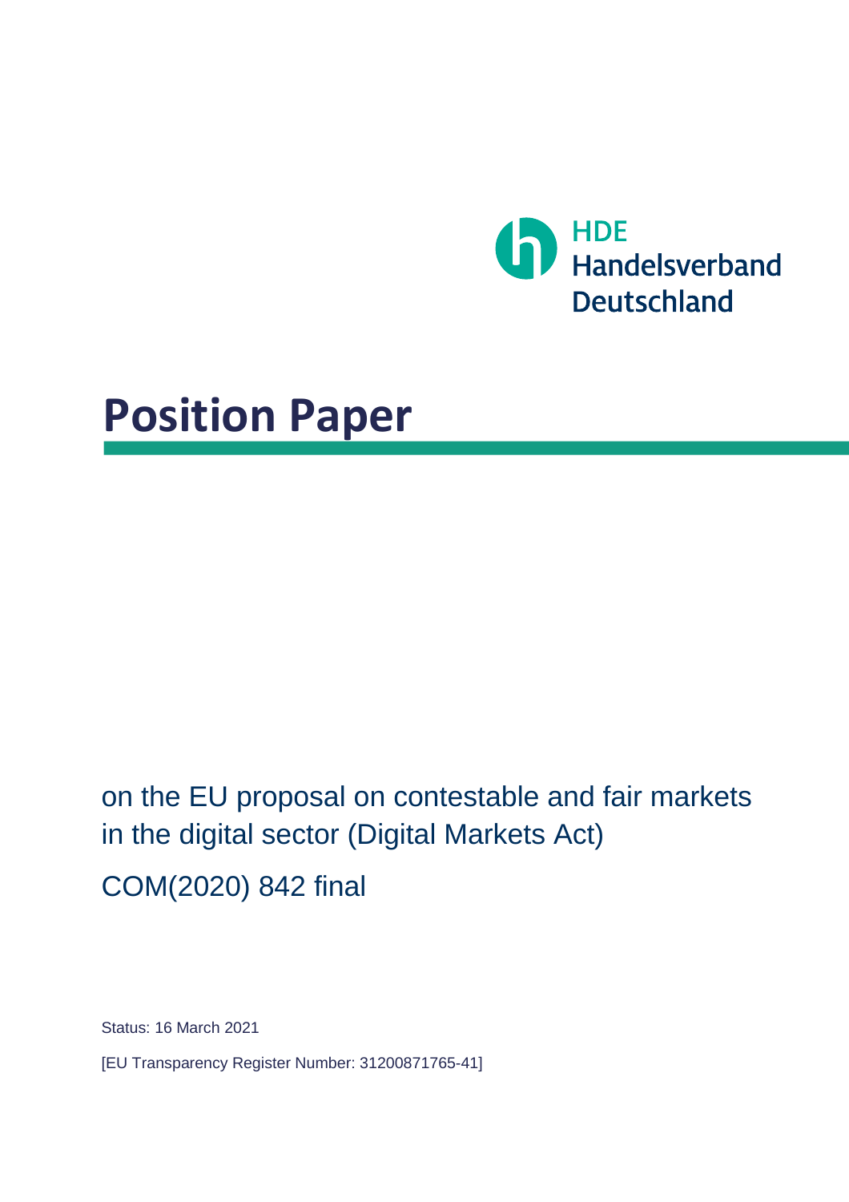HDE
Handelsverband
Deutschland

# Position Paper

on the EU proposal on contestable and fair markets in the digital sector (Digital Markets Act)

COM(2020) 842 final

Status: 16 March 2021

[EU Transparency Register Number: 31200871765-41]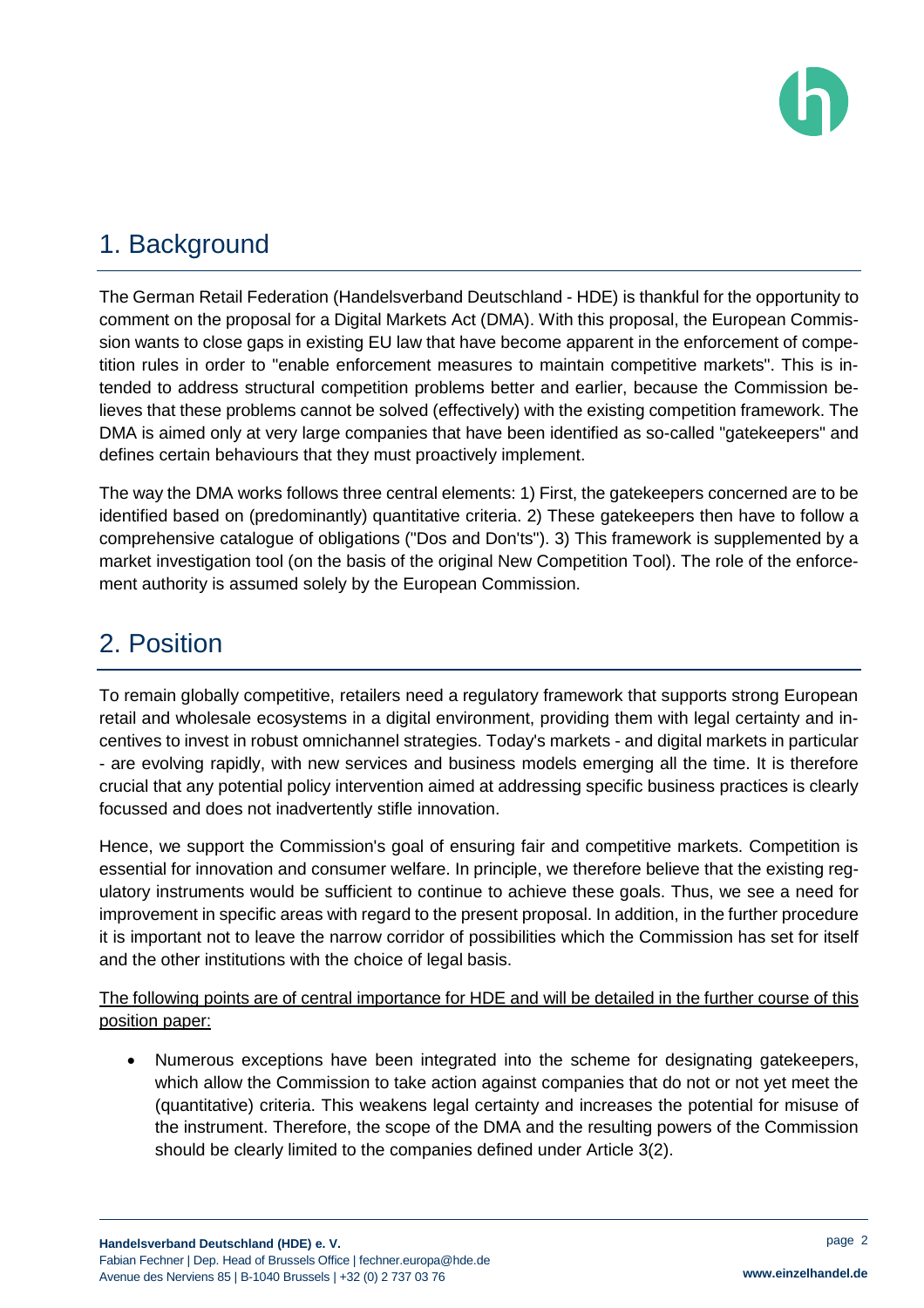## 1. Background

The German Retail Federation (Handelsverband Deutschland - HDE) is thankful for the opportunity to comment on the proposal for a Digital Markets Act (DMA). With this proposal, the European Commission wants to close gaps in existing EU law that have become apparent in the enforcement of competition rules in order to "enable enforcement measures to maintain competitive markets". This is intended to address structural competition problems better and earlier, because the Commission believes that these problems cannot be solved (effectively) with the existing competition framework. The DMA is aimed only at very large companies that have been identified as so-called "gatekeepers" and defines certain behaviours that they must proactively implement.

The way the DMA works follows three central elements: 1) First, the gatekeepers concerned are to be identified based on (predominantly) quantitative criteria. 2) These gatekeepers then have to follow a comprehensive catalogue of obligations ("Dos and Don'ts"). 3) This framework is supplemented by a market investigation tool (on the basis of the original New Competition Tool). The role of the enforcement authority is assumed solely by the European Commission.

## 2. Position

To remain globally competitive, retailers need a regulatory framework that supports strong European retail and wholesale ecosystems in a digital environment, providing them with legal certainty and incentives to invest in robust omnichannel strategies. Today's markets - and digital markets in particular - are evolving rapidly, with new services and business models emerging all the time. It is therefore crucial that any potential policy intervention aimed at addressing specific business practices is clearly focussed and does not inadvertently stifle innovation.

Hence, we support the Commission's goal of ensuring fair and competitive markets. Competition is essential for innovation and consumer welfare. In principle, we therefore believe that the existing regulatory instruments would be sufficient to continue to achieve these goals. Thus, we see a need for improvement in specific areas with regard to the present proposal. In addition, in the further procedure it is important not to leave the narrow corridor of possibilities which the Commission has set for itself and the other institutions with the choice of legal basis.

<u>The following points are of central importance for HDE and will be detailed in the further course of this position paper:</u>

- Numerous exceptions have been integrated into the scheme for designating gatekeepers, which allow the Commission to take action against companies that do not or not yet meet the (quantitative) criteria. This weakens legal certainty and increases the potential for misuse of the instrument. Therefore, the scope of the DMA and the resulting powers of the Commission should be clearly limited to the companies defined under Article 3(2).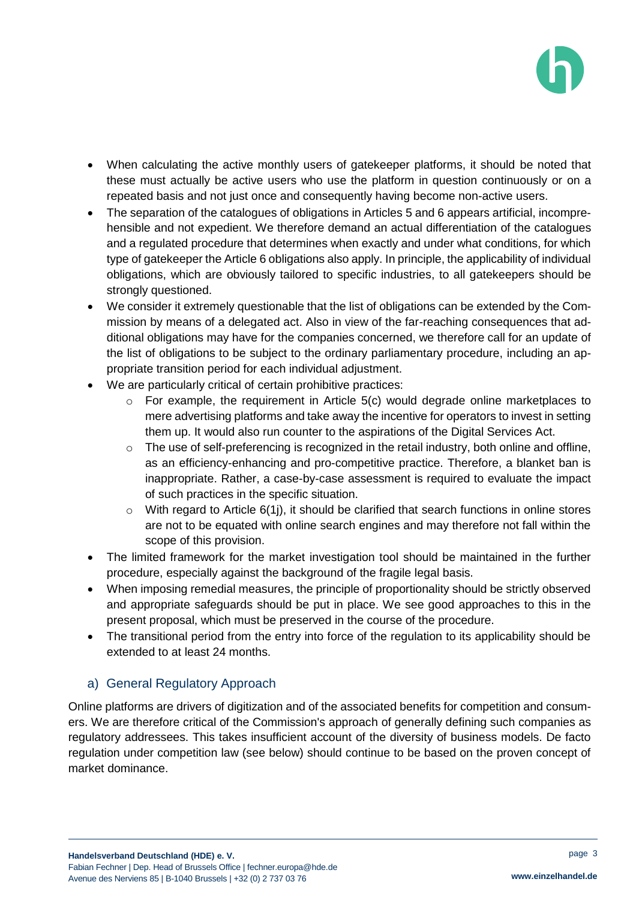- When calculating the active monthly users of gatekeeper platforms, it should be noted that these must actually be active users who use the platform in question continuously or on a repeated basis and not just once and consequently having become non-active users.
- The separation of the catalogues of obligations in Articles 5 and 6 appears artificial, incomprehensible and not expedient. We therefore demand an actual differentiation of the catalogues and a regulated procedure that determines when exactly and under what conditions, for which type of gatekeeper the Article 6 obligations also apply. In principle, the applicability of individual obligations, which are obviously tailored to specific industries, to all gatekeepers should be strongly questioned.
- We consider it extremely questionable that the list of obligations can be extended by the Commission by means of a delegated act. Also in view of the far-reaching consequences that additional obligations may have for the companies concerned, we therefore call for an update of the list of obligations to be subject to the ordinary parliamentary procedure, including an appropriate transition period for each individual adjustment.
- We are particularly critical of certain prohibitive practices:
  - For example, the requirement in Article 5(c) would degrade online marketplaces to mere advertising platforms and take away the incentive for operators to invest in setting them up. It would also run counter to the aspirations of the Digital Services Act.
  - The use of self-preferencing is recognized in the retail industry, both online and offline, as an efficiency-enhancing and pro-competitive practice. Therefore, a blanket ban is inappropriate. Rather, a case-by-case assessment is required to evaluate the impact of such practices in the specific situation.
  - With regard to Article 6(1j), it should be clarified that search functions in online stores are not to be equated with online search engines and may therefore not fall within the scope of this provision.
- The limited framework for the market investigation tool should be maintained in the further procedure, especially against the background of the fragile legal basis.
- When imposing remedial measures, the principle of proportionality should be strictly observed and appropriate safeguards should be put in place. We see good approaches to this in the present proposal, which must be preserved in the course of the procedure.
- The transitional period from the entry into force of the regulation to its applicability should be extended to at least 24 months.

## a) General Regulatory Approach

Online platforms are drivers of digitization and of the associated benefits for competition and consumers. We are therefore critical of the Commission's approach of generally defining such companies as regulatory addressees. This takes insufficient account of the diversity of business models. De facto regulation under competition law (see below) should continue to be based on the proven concept of market dominance.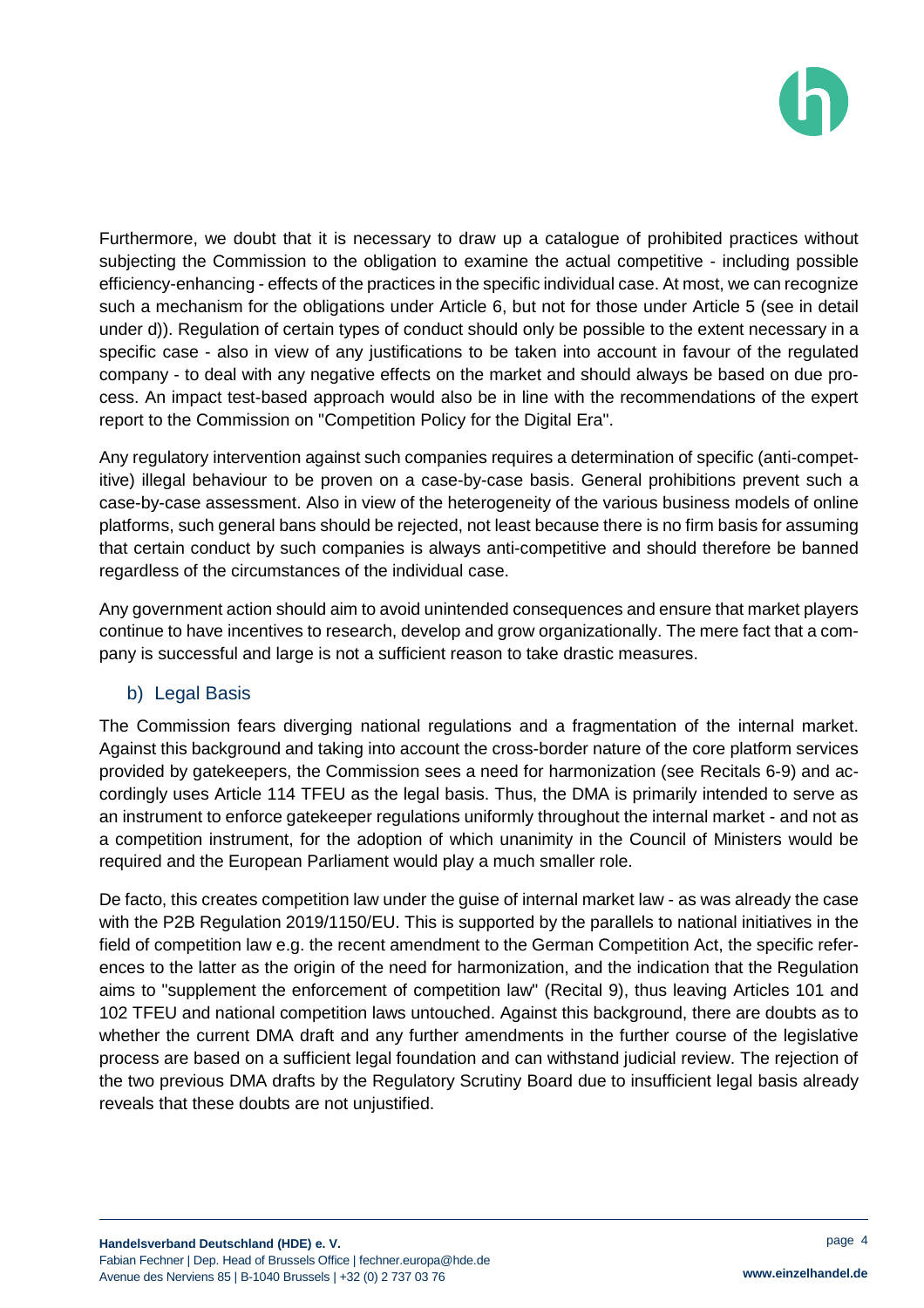Furthermore, we doubt that it is necessary to draw up a catalogue of prohibited practices without subjecting the Commission to the obligation to examine the actual competitive - including possible efficiency-enhancing - effects of the practices in the specific individual case. At most, we can recognize such a mechanism for the obligations under Article 6, but not for those under Article 5 (see in detail under d)). Regulation of certain types of conduct should only be possible to the extent necessary in a specific case - also in view of any justifications to be taken into account in favour of the regulated company - to deal with any negative effects on the market and should always be based on due process. An impact test-based approach would also be in line with the recommendations of the expert report to the Commission on "Competition Policy for the Digital Era".

Any regulatory intervention against such companies requires a determination of specific (anti-competitive) illegal behaviour to be proven on a case-by-case basis. General prohibitions prevent such a case-by-case assessment. Also in view of the heterogeneity of the various business models of online platforms, such general bans should be rejected, not least because there is no firm basis for assuming that certain conduct by such companies is always anti-competitive and should therefore be banned regardless of the circumstances of the individual case.

Any government action should aim to avoid unintended consequences and ensure that market players continue to have incentives to research, develop and grow organizationally. The mere fact that a company is successful and large is not a sufficient reason to take drastic measures.

### b) Legal Basis

The Commission fears diverging national regulations and a fragmentation of the internal market. Against this background and taking into account the cross-border nature of the core platform services provided by gatekeepers, the Commission sees a need for harmonization (see Recitals 6-9) and accordingly uses Article 114 TFEU as the legal basis. Thus, the DMA is primarily intended to serve as an instrument to enforce gatekeeper regulations uniformly throughout the internal market - and not as a competition instrument, for the adoption of which unanimity in the Council of Ministers would be required and the European Parliament would play a much smaller role.

De facto, this creates competition law under the guise of internal market law - as was already the case with the P2B Regulation 2019/1150/EU. This is supported by the parallels to national initiatives in the field of competition law e.g. the recent amendment to the German Competition Act, the specific references to the latter as the origin of the need for harmonization, and the indication that the Regulation aims to "supplement the enforcement of competition law" (Recital 9), thus leaving Articles 101 and 102 TFEU and national competition laws untouched. Against this background, there are doubts as to whether the current DMA draft and any further amendments in the further course of the legislative process are based on a sufficient legal foundation and can withstand judicial review. The rejection of the two previous DMA drafts by the Regulatory Scrutiny Board due to insufficient legal basis already reveals that these doubts are not unjustified.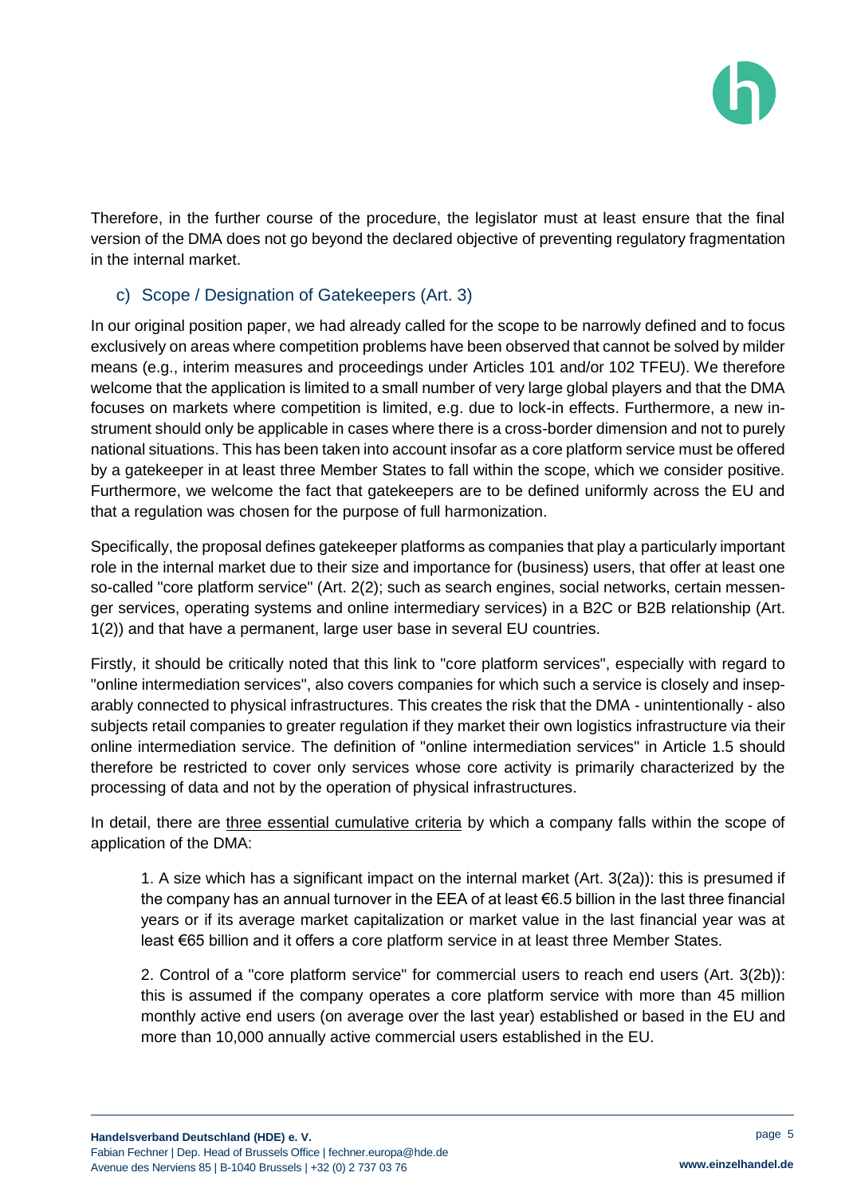Therefore, in the further course of the procedure, the legislator must at least ensure that the final version of the DMA does not go beyond the declared objective of preventing regulatory fragmentation in the internal market.

### c) Scope / Designation of Gatekeepers (Art. 3)

In our original position paper, we had already called for the scope to be narrowly defined and to focus exclusively on areas where competition problems have been observed that cannot be solved by milder means (e.g., interim measures and proceedings under Articles 101 and/or 102 TFEU). We therefore welcome that the application is limited to a small number of very large global players and that the DMA focuses on markets where competition is limited, e.g. due to lock-in effects. Furthermore, a new instrument should only be applicable in cases where there is a cross-border dimension and not to purely national situations. This has been taken into account insofar as a core platform service must be offered by a gatekeeper in at least three Member States to fall within the scope, which we consider positive. Furthermore, we welcome the fact that gatekeepers are to be defined uniformly across the EU and that a regulation was chosen for the purpose of full harmonization.

Specifically, the proposal defines gatekeeper platforms as companies that play a particularly important role in the internal market due to their size and importance for (business) users, that offer at least one so-called "core platform service" (Art. 2(2); such as search engines, social networks, certain messenger services, operating systems and online intermediary services) in a B2C or B2B relationship (Art. 1(2)) and that have a permanent, large user base in several EU countries.

Firstly, it should be critically noted that this link to "core platform services", especially with regard to "online intermediation services", also covers companies for which such a service is closely and inseparably connected to physical infrastructures. This creates the risk that the DMA - unintentionally - also subjects retail companies to greater regulation if they market their own logistics infrastructure via their online intermediation service. The definition of "online intermediation services" in Article 1.5 should therefore be restricted to cover only services whose core activity is primarily characterized by the processing of data and not by the operation of physical infrastructures.

In detail, there are <u>three essential cumulative criteria</u> by which a company falls within the scope of application of the DMA:

> 1. A size which has a significant impact on the internal market (Art. 3(2a)): this is presumed if the company has an annual turnover in the EEA of at least €6.5 billion in the last three financial years or if its average market capitalization or market value in the last financial year was at least €65 billion and it offers a core platform service in at least three Member States.
>
> 2. Control of a "core platform service" for commercial users to reach end users (Art. 3(2b)): this is assumed if the company operates a core platform service with more than 45 million monthly active end users (on average over the last year) established or based in the EU and more than 10,000 annually active commercial users established in the EU.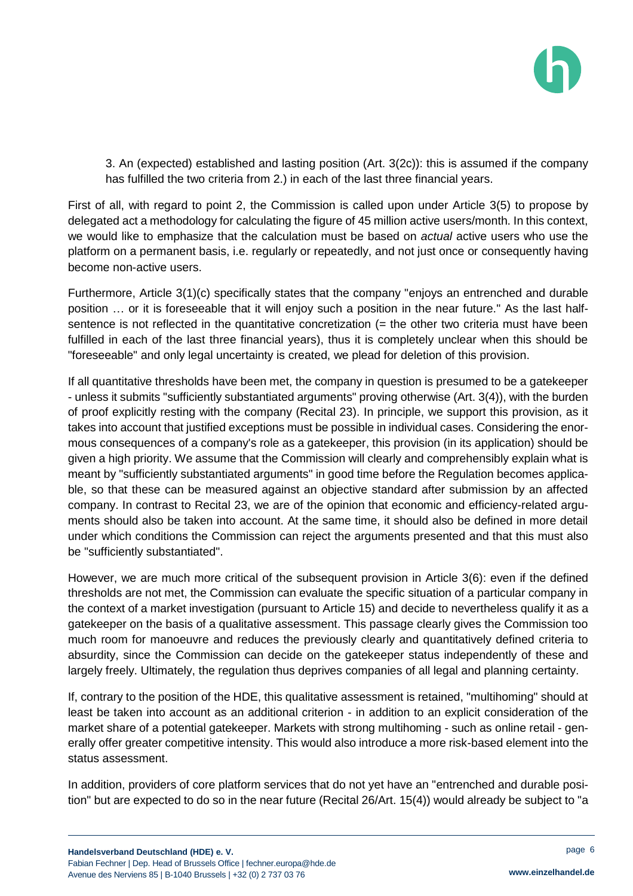3. An (expected) established and lasting position (Art. 3(2c)): this is assumed if the company has fulfilled the two criteria from 2.) in each of the last three financial years.

First of all, with regard to point 2, the Commission is called upon under Article 3(5) to propose by delegated act a methodology for calculating the figure of 45 million active users/month. In this context, we would like to emphasize that the calculation must be based on *actual* active users who use the platform on a permanent basis, i.e. regularly or repeatedly, and not just once or consequently having become non-active users.

Furthermore, Article 3(1)(c) specifically states that the company "enjoys an entrenched and durable position … or it is foreseeable that it will enjoy such a position in the near future." As the last half-sentence is not reflected in the quantitative concretization (= the other two criteria must have been fulfilled in each of the last three financial years), thus it is completely unclear when this should be "foreseeable" and only legal uncertainty is created, we plead for deletion of this provision.

If all quantitative thresholds have been met, the company in question is presumed to be a gatekeeper - unless it submits "sufficiently substantiated arguments" proving otherwise (Art. 3(4)), with the burden of proof explicitly resting with the company (Recital 23). In principle, we support this provision, as it takes into account that justified exceptions must be possible in individual cases. Considering the enormous consequences of a company's role as a gatekeeper, this provision (in its application) should be given a high priority. We assume that the Commission will clearly and comprehensibly explain what is meant by "sufficiently substantiated arguments" in good time before the Regulation becomes applicable, so that these can be measured against an objective standard after submission by an affected company. In contrast to Recital 23, we are of the opinion that economic and efficiency-related arguments should also be taken into account. At the same time, it should also be defined in more detail under which conditions the Commission can reject the arguments presented and that this must also be "sufficiently substantiated".

However, we are much more critical of the subsequent provision in Article 3(6): even if the defined thresholds are not met, the Commission can evaluate the specific situation of a particular company in the context of a market investigation (pursuant to Article 15) and decide to nevertheless qualify it as a gatekeeper on the basis of a qualitative assessment. This passage clearly gives the Commission too much room for manoeuvre and reduces the previously clearly and quantitatively defined criteria to absurdity, since the Commission can decide on the gatekeeper status independently of these and largely freely. Ultimately, the regulation thus deprives companies of all legal and planning certainty.

If, contrary to the position of the HDE, this qualitative assessment is retained, "multihoming" should at least be taken into account as an additional criterion - in addition to an explicit consideration of the market share of a potential gatekeeper. Markets with strong multihoming - such as online retail - generally offer greater competitive intensity. This would also introduce a more risk-based element into the status assessment.

In addition, providers of core platform services that do not yet have an "entrenched and durable position" but are expected to do so in the near future (Recital 26/Art. 15(4)) would already be subject to "a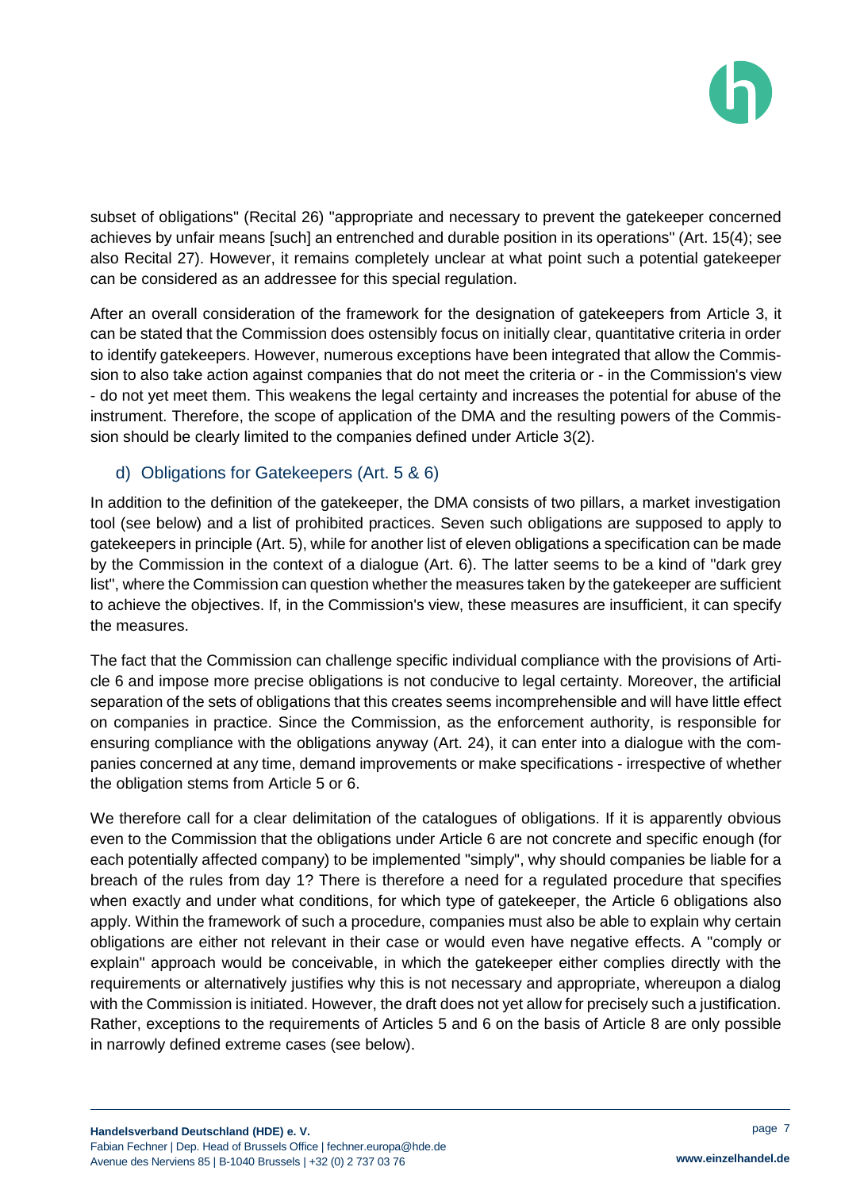subset of obligations" (Recital 26) "appropriate and necessary to prevent the gatekeeper concerned achieves by unfair means [such] an entrenched and durable position in its operations" (Art. 15(4); see also Recital 27). However, it remains completely unclear at what point such a potential gatekeeper can be considered as an addressee for this special regulation.

After an overall consideration of the framework for the designation of gatekeepers from Article 3, it can be stated that the Commission does ostensibly focus on initially clear, quantitative criteria in order to identify gatekeepers. However, numerous exceptions have been integrated that allow the Commission to also take action against companies that do not meet the criteria or - in the Commission's view - do not yet meet them. This weakens the legal certainty and increases the potential for abuse of the instrument. Therefore, the scope of application of the DMA and the resulting powers of the Commission should be clearly limited to the companies defined under Article 3(2).

### d) Obligations for Gatekeepers (Art. 5 & 6)

In addition to the definition of the gatekeeper, the DMA consists of two pillars, a market investigation tool (see below) and a list of prohibited practices. Seven such obligations are supposed to apply to gatekeepers in principle (Art. 5), while for another list of eleven obligations a specification can be made by the Commission in the context of a dialogue (Art. 6). The latter seems to be a kind of "dark grey list", where the Commission can question whether the measures taken by the gatekeeper are sufficient to achieve the objectives. If, in the Commission's view, these measures are insufficient, it can specify the measures.

The fact that the Commission can challenge specific individual compliance with the provisions of Article 6 and impose more precise obligations is not conducive to legal certainty. Moreover, the artificial separation of the sets of obligations that this creates seems incomprehensible and will have little effect on companies in practice. Since the Commission, as the enforcement authority, is responsible for ensuring compliance with the obligations anyway (Art. 24), it can enter into a dialogue with the companies concerned at any time, demand improvements or make specifications - irrespective of whether the obligation stems from Article 5 or 6.

We therefore call for a clear delimitation of the catalogues of obligations. If it is apparently obvious even to the Commission that the obligations under Article 6 are not concrete and specific enough (for each potentially affected company) to be implemented "simply", why should companies be liable for a breach of the rules from day 1? There is therefore a need for a regulated procedure that specifies when exactly and under what conditions, for which type of gatekeeper, the Article 6 obligations also apply. Within the framework of such a procedure, companies must also be able to explain why certain obligations are either not relevant in their case or would even have negative effects. A "comply or explain" approach would be conceivable, in which the gatekeeper either complies directly with the requirements or alternatively justifies why this is not necessary and appropriate, whereupon a dialog with the Commission is initiated. However, the draft does not yet allow for precisely such a justification. Rather, exceptions to the requirements of Articles 5 and 6 on the basis of Article 8 are only possible in narrowly defined extreme cases (see below).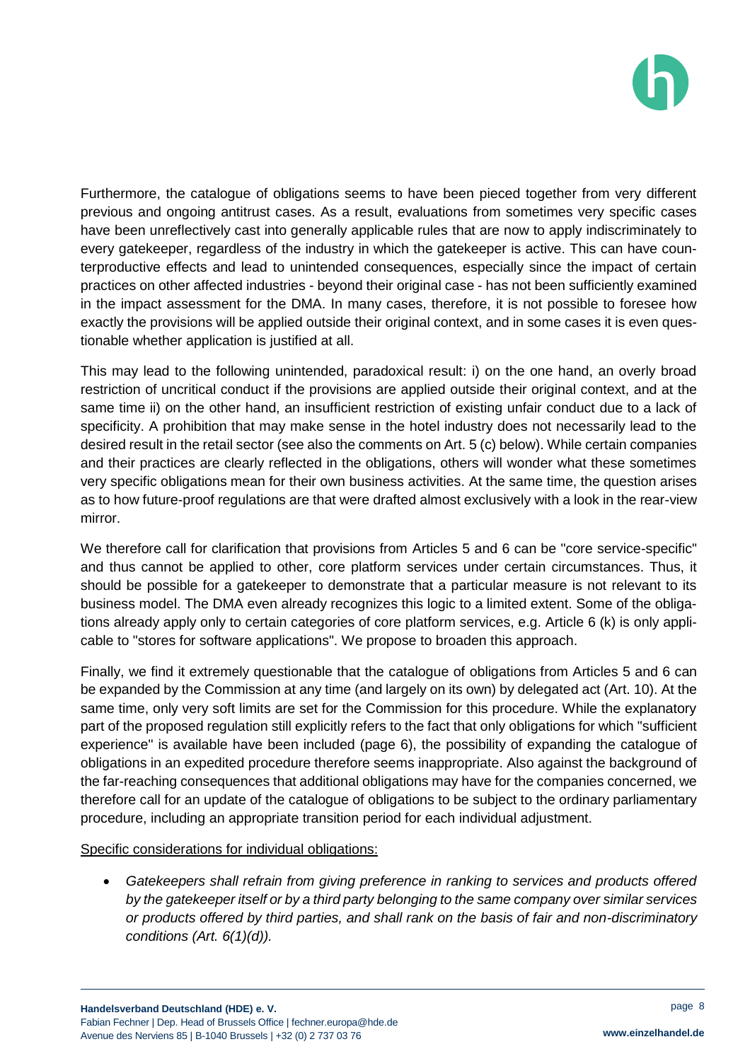Furthermore, the catalogue of obligations seems to have been pieced together from very different previous and ongoing antitrust cases. As a result, evaluations from sometimes very specific cases have been unreflectively cast into generally applicable rules that are now to apply indiscriminately to every gatekeeper, regardless of the industry in which the gatekeeper is active. This can have counterproductive effects and lead to unintended consequences, especially since the impact of certain practices on other affected industries - beyond their original case - has not been sufficiently examined in the impact assessment for the DMA. In many cases, therefore, it is not possible to foresee how exactly the provisions will be applied outside their original context, and in some cases it is even questionable whether application is justified at all.

This may lead to the following unintended, paradoxical result: i) on the one hand, an overly broad restriction of uncritical conduct if the provisions are applied outside their original context, and at the same time ii) on the other hand, an insufficient restriction of existing unfair conduct due to a lack of specificity. A prohibition that may make sense in the hotel industry does not necessarily lead to the desired result in the retail sector (see also the comments on Art. 5 (c) below). While certain companies and their practices are clearly reflected in the obligations, others will wonder what these sometimes very specific obligations mean for their own business activities. At the same time, the question arises as to how future-proof regulations are that were drafted almost exclusively with a look in the rear-view mirror.

We therefore call for clarification that provisions from Articles 5 and 6 can be "core service-specific" and thus cannot be applied to other, core platform services under certain circumstances. Thus, it should be possible for a gatekeeper to demonstrate that a particular measure is not relevant to its business model. The DMA even already recognizes this logic to a limited extent. Some of the obligations already apply only to certain categories of core platform services, e.g. Article 6 (k) is only applicable to "stores for software applications". We propose to broaden this approach.

Finally, we find it extremely questionable that the catalogue of obligations from Articles 5 and 6 can be expanded by the Commission at any time (and largely on its own) by delegated act (Art. 10). At the same time, only very soft limits are set for the Commission for this procedure. While the explanatory part of the proposed regulation still explicitly refers to the fact that only obligations for which "sufficient experience" is available have been included (page 6), the possibility of expanding the catalogue of obligations in an expedited procedure therefore seems inappropriate. Also against the background of the far-reaching consequences that additional obligations may have for the companies concerned, we therefore call for an update of the catalogue of obligations to be subject to the ordinary parliamentary procedure, including an appropriate transition period for each individual adjustment.

<u>Specific considerations for individual obligations:</u>

- *Gatekeepers shall refrain from giving preference in ranking to services and products offered by the gatekeeper itself or by a third party belonging to the same company over similar services or products offered by third parties, and shall rank on the basis of fair and non-discriminatory conditions (Art. 6(1)(d)).*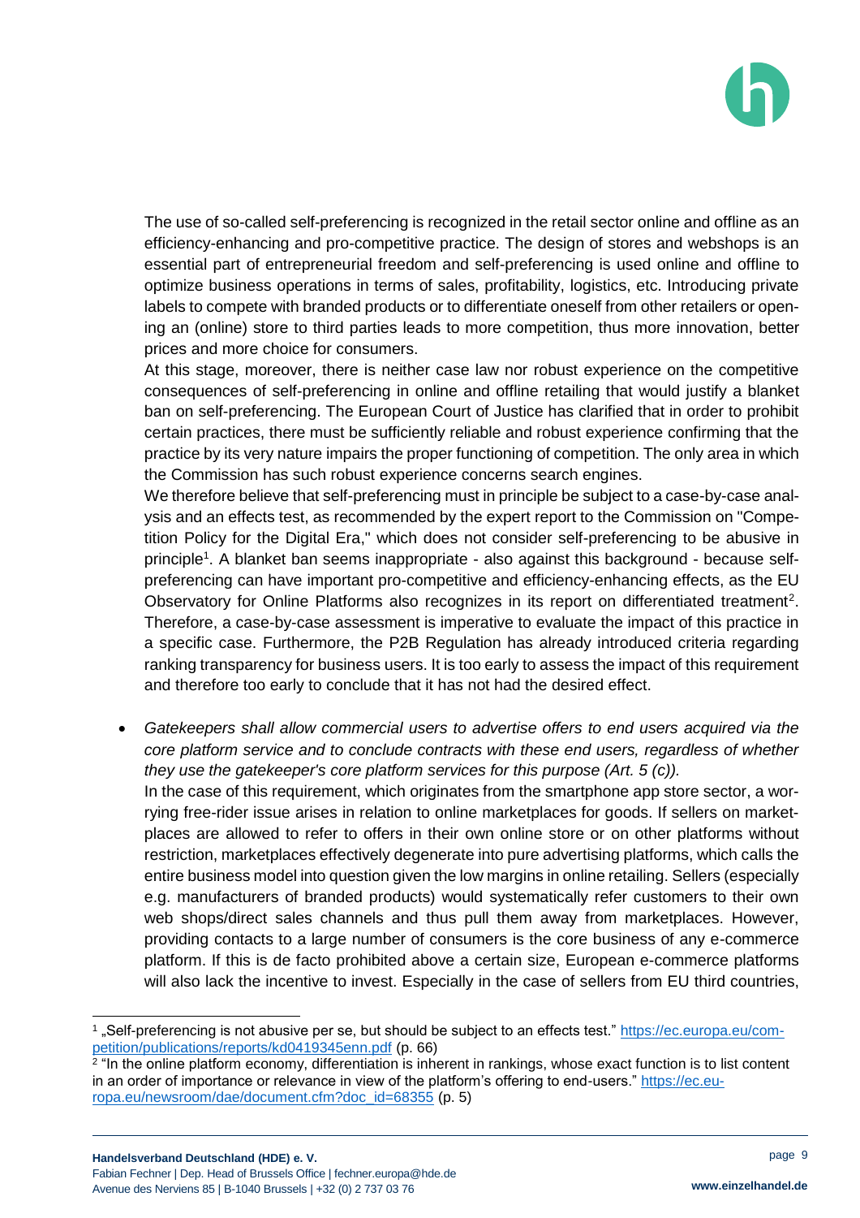The use of so-called self-preferencing is recognized in the retail sector online and offline as an efficiency-enhancing and pro-competitive practice. The design of stores and webshops is an essential part of entrepreneurial freedom and self-preferencing is used online and offline to optimize business operations in terms of sales, profitability, logistics, etc. Introducing private labels to compete with branded products or to differentiate oneself from other retailers or opening an (online) store to third parties leads to more competition, thus more innovation, better prices and more choice for consumers.

At this stage, moreover, there is neither case law nor robust experience on the competitive consequences of self-preferencing in online and offline retailing that would justify a blanket ban on self-preferencing. The European Court of Justice has clarified that in order to prohibit certain practices, there must be sufficiently reliable and robust experience confirming that the practice by its very nature impairs the proper functioning of competition. The only area in which the Commission has such robust experience concerns search engines.

We therefore believe that self-preferencing must in principle be subject to a case-by-case analysis and an effects test, as recommended by the expert report to the Commission on "Competition Policy for the Digital Era," which does not consider self-preferencing to be abusive in principle[1]. A blanket ban seems inappropriate - also against this background - because self-preferencing can have important pro-competitive and efficiency-enhancing effects, as the EU Observatory for Online Platforms also recognizes in its report on differentiated treatment[2]. Therefore, a case-by-case assessment is imperative to evaluate the impact of this practice in a specific case. Furthermore, the P2B Regulation has already introduced criteria regarding ranking transparency for business users. It is too early to assess the impact of this requirement and therefore too early to conclude that it has not had the desired effect.

- *Gatekeepers shall allow commercial users to advertise offers to end users acquired via the core platform service and to conclude contracts with these end users, regardless of whether they use the gatekeeper's core platform services for this purpose (Art. 5 (c)).*
  In the case of this requirement, which originates from the smartphone app store sector, a worrying free-rider issue arises in relation to online marketplaces for goods. If sellers on marketplaces are allowed to refer to offers in their own online store or on other platforms without restriction, marketplaces effectively degenerate into pure advertising platforms, which calls the entire business model into question given the low margins in online retailing. Sellers (especially e.g. manufacturers of branded products) would systematically refer customers to their own web shops/direct sales channels and thus pull them away from marketplaces. However, providing contacts to a large number of consumers is the core business of any e-commerce platform. If this is de facto prohibited above a certain size, European e-commerce platforms will also lack the incentive to invest. Especially in the case of sellers from EU third countries,

---

[1] „Self-preferencing is not abusive per se, but should be subject to an effects test." https://ec.europa.eu/competition/publications/reports/kd0419345enn.pdf (p. 66)

[2] "In the online platform economy, differentiation is inherent in rankings, whose exact function is to list content in an order of importance or relevance in view of the platform's offering to end-users." https://ec.europa.eu/newsroom/dae/document.cfm?doc_id=68355 (p. 5)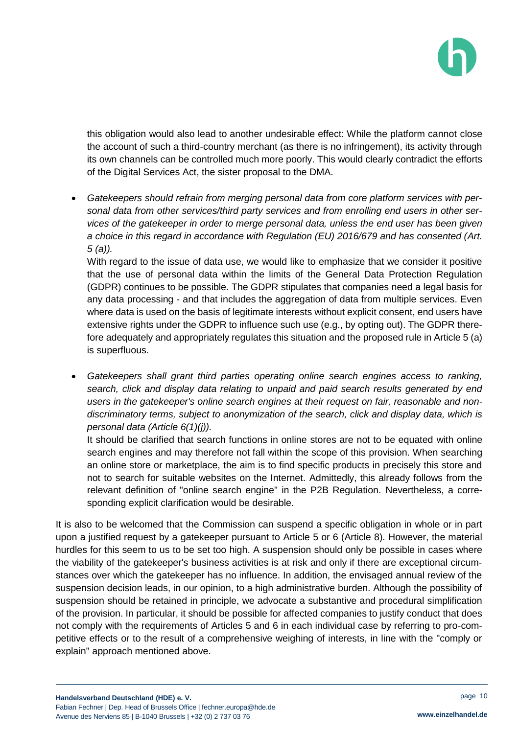this obligation would also lead to another undesirable effect: While the platform cannot close the account of such a third-country merchant (as there is no infringement), its activity through its own channels can be controlled much more poorly. This would clearly contradict the efforts of the Digital Services Act, the sister proposal to the DMA.

- *Gatekeepers should refrain from merging personal data from core platform services with personal data from other services/third party services and from enrolling end users in other services of the gatekeeper in order to merge personal data, unless the end user has been given a choice in this regard in accordance with Regulation (EU) 2016/679 and has consented (Art. 5 (a)).*

  With regard to the issue of data use, we would like to emphasize that we consider it positive that the use of personal data within the limits of the General Data Protection Regulation (GDPR) continues to be possible. The GDPR stipulates that companies need a legal basis for any data processing - and that includes the aggregation of data from multiple services. Even where data is used on the basis of legitimate interests without explicit consent, end users have extensive rights under the GDPR to influence such use (e.g., by opting out). The GDPR therefore adequately and appropriately regulates this situation and the proposed rule in Article 5 (a) is superfluous.

- *Gatekeepers shall grant third parties operating online search engines access to ranking, search, click and display data relating to unpaid and paid search results generated by end users in the gatekeeper's online search engines at their request on fair, reasonable and non-discriminatory terms, subject to anonymization of the search, click and display data, which is personal data (Article 6(1)(j)).*

  It should be clarified that search functions in online stores are not to be equated with online search engines and may therefore not fall within the scope of this provision. When searching an online store or marketplace, the aim is to find specific products in precisely this store and not to search for suitable websites on the Internet. Admittedly, this already follows from the relevant definition of "online search engine" in the P2B Regulation. Nevertheless, a corresponding explicit clarification would be desirable.

It is also to be welcomed that the Commission can suspend a specific obligation in whole or in part upon a justified request by a gatekeeper pursuant to Article 5 or 6 (Article 8). However, the material hurdles for this seem to us to be set too high. A suspension should only be possible in cases where the viability of the gatekeeper's business activities is at risk and only if there are exceptional circumstances over which the gatekeeper has no influence. In addition, the envisaged annual review of the suspension decision leads, in our opinion, to a high administrative burden. Although the possibility of suspension should be retained in principle, we advocate a substantive and procedural simplification of the provision. In particular, it should be possible for affected companies to justify conduct that does not comply with the requirements of Articles 5 and 6 in each individual case by referring to pro-competitive effects or to the result of a comprehensive weighing of interests, in line with the "comply or explain" approach mentioned above.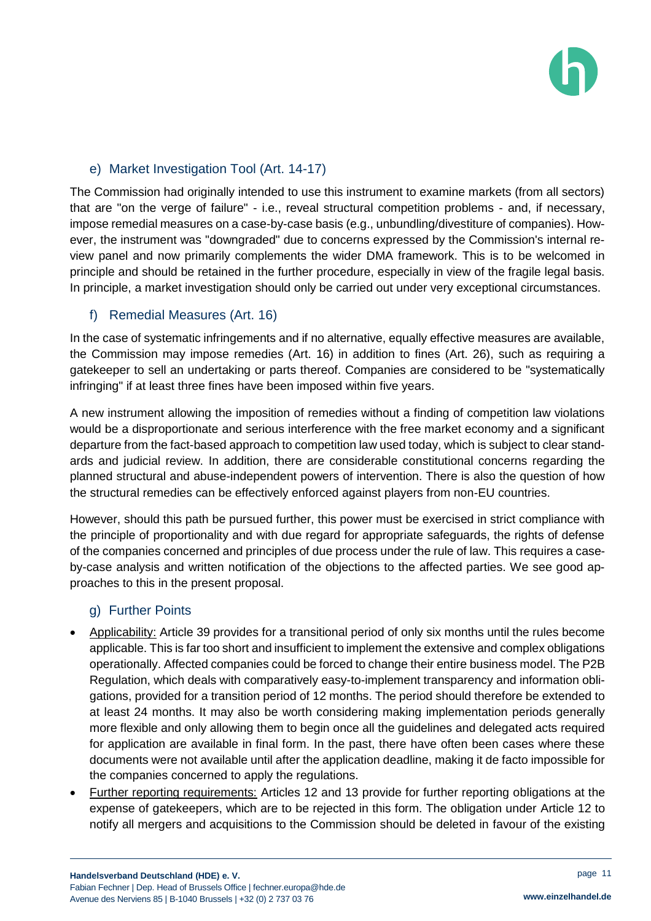### e) Market Investigation Tool (Art. 14-17)

The Commission had originally intended to use this instrument to examine markets (from all sectors) that are "on the verge of failure" - i.e., reveal structural competition problems - and, if necessary, impose remedial measures on a case-by-case basis (e.g., unbundling/divestiture of companies). However, the instrument was "downgraded" due to concerns expressed by the Commission's internal review panel and now primarily complements the wider DMA framework. This is to be welcomed in principle and should be retained in the further procedure, especially in view of the fragile legal basis. In principle, a market investigation should only be carried out under very exceptional circumstances.

### f) Remedial Measures (Art. 16)

In the case of systematic infringements and if no alternative, equally effective measures are available, the Commission may impose remedies (Art. 16) in addition to fines (Art. 26), such as requiring a gatekeeper to sell an undertaking or parts thereof. Companies are considered to be "systematically infringing" if at least three fines have been imposed within five years.

A new instrument allowing the imposition of remedies without a finding of competition law violations would be a disproportionate and serious interference with the free market economy and a significant departure from the fact-based approach to competition law used today, which is subject to clear standards and judicial review. In addition, there are considerable constitutional concerns regarding the planned structural and abuse-independent powers of intervention. There is also the question of how the structural remedies can be effectively enforced against players from non-EU countries.

However, should this path be pursued further, this power must be exercised in strict compliance with the principle of proportionality and with due regard for appropriate safeguards, the rights of defense of the companies concerned and principles of due process under the rule of law. This requires a case-by-case analysis and written notification of the objections to the affected parties. We see good approaches to this in the present proposal.

### g) Further Points

- Applicability: Article 39 provides for a transitional period of only six months until the rules become applicable. This is far too short and insufficient to implement the extensive and complex obligations operationally. Affected companies could be forced to change their entire business model. The P2B Regulation, which deals with comparatively easy-to-implement transparency and information obligations, provided for a transition period of 12 months. The period should therefore be extended to at least 24 months. It may also be worth considering making implementation periods generally more flexible and only allowing them to begin once all the guidelines and delegated acts required for application are available in final form. In the past, there have often been cases where these documents were not available until after the application deadline, making it de facto impossible for the companies concerned to apply the regulations.
- Further reporting requirements: Articles 12 and 13 provide for further reporting obligations at the expense of gatekeepers, which are to be rejected in this form. The obligation under Article 12 to notify all mergers and acquisitions to the Commission should be deleted in favour of the existing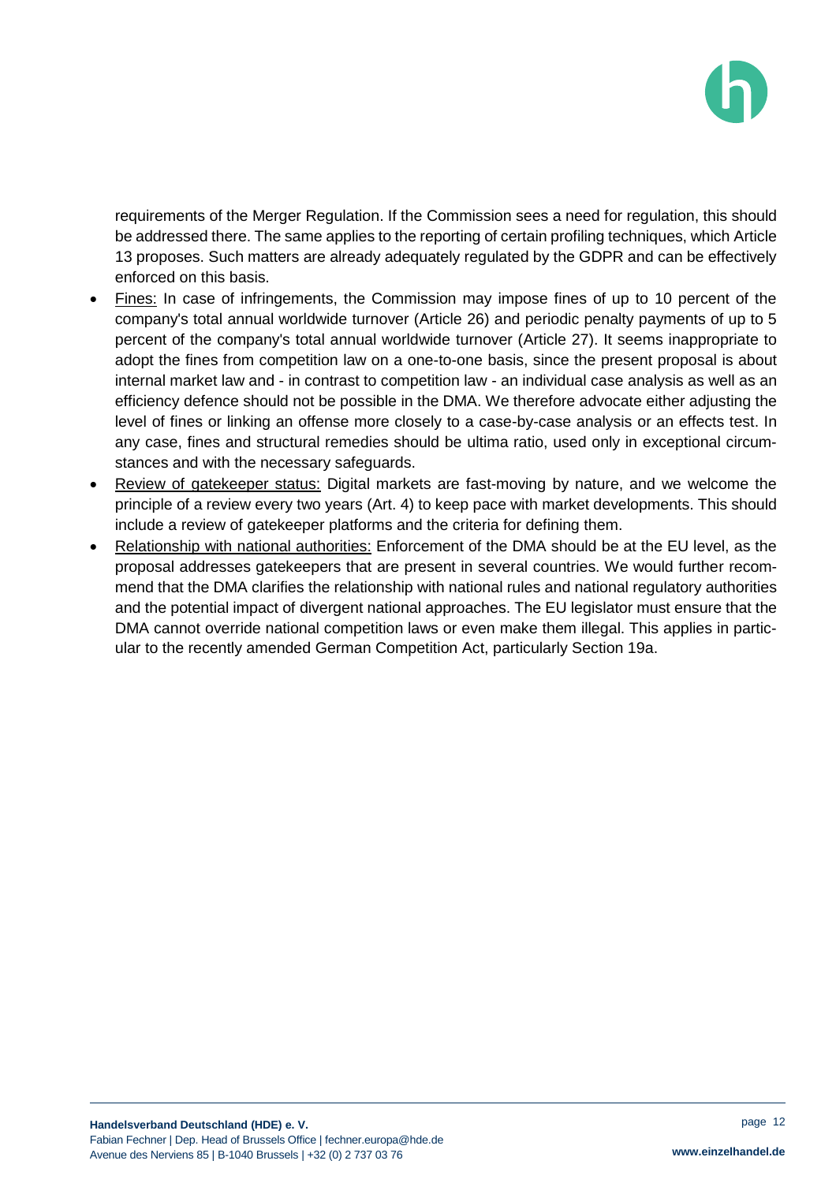requirements of the Merger Regulation. If the Commission sees a need for regulation, this should be addressed there. The same applies to the reporting of certain profiling techniques, which Article 13 proposes. Such matters are already adequately regulated by the GDPR and can be effectively enforced on this basis.

- Fines: In case of infringements, the Commission may impose fines of up to 10 percent of the company's total annual worldwide turnover (Article 26) and periodic penalty payments of up to 5 percent of the company's total annual worldwide turnover (Article 27). It seems inappropriate to adopt the fines from competition law on a one-to-one basis, since the present proposal is about internal market law and - in contrast to competition law - an individual case analysis as well as an efficiency defence should not be possible in the DMA. We therefore advocate either adjusting the level of fines or linking an offense more closely to a case-by-case analysis or an effects test. In any case, fines and structural remedies should be ultima ratio, used only in exceptional circumstances and with the necessary safeguards.
- Review of gatekeeper status: Digital markets are fast-moving by nature, and we welcome the principle of a review every two years (Art. 4) to keep pace with market developments. This should include a review of gatekeeper platforms and the criteria for defining them.
- Relationship with national authorities: Enforcement of the DMA should be at the EU level, as the proposal addresses gatekeepers that are present in several countries. We would further recommend that the DMA clarifies the relationship with national rules and national regulatory authorities and the potential impact of divergent national approaches. The EU legislator must ensure that the DMA cannot override national competition laws or even make them illegal. This applies in particular to the recently amended German Competition Act, particularly Section 19a.